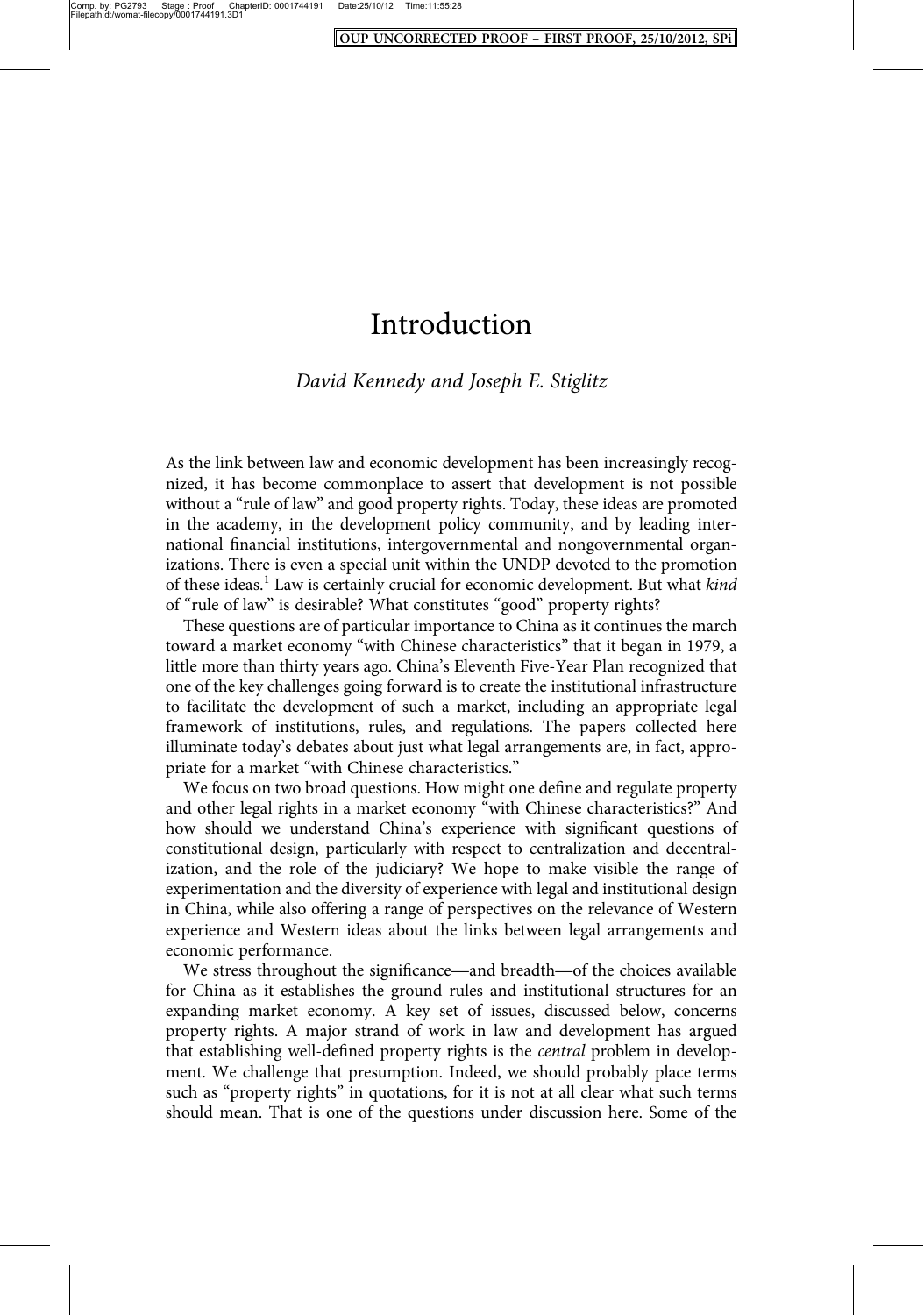# Introduction

*David Kennedy and Joseph E. Stiglitz*

As the link between law and economic development has been increasingly recognized, it has become commonplace to assert that development is not possible without a "rule of law" and good property rights. Today, these ideas are promoted in the academy, in the development policy community, and by leading international financial institutions, intergovernmental and nongovernmental organizations. There is even a special unit within the UNDP devoted to the promotion of these ideas.[1] Law is certainly crucial for economic development. But what *kind* of "rule of law" is desirable? What constitutes "good" property rights?

These questions are of particular importance to China as it continues the march toward a market economy "with Chinese characteristics" that it began in 1979, a little more than thirty years ago. China's Eleventh Five-Year Plan recognized that one of the key challenges going forward is to create the institutional infrastructure to facilitate the development of such a market, including an appropriate legal framework of institutions, rules, and regulations. The papers collected here illuminate today's debates about just what legal arrangements are, in fact, appropriate for a market "with Chinese characteristics."

We focus on two broad questions. How might one define and regulate property and other legal rights in a market economy "with Chinese characteristics?" And how should we understand China's experience with significant questions of constitutional design, particularly with respect to centralization and decentralization, and the role of the judiciary? We hope to make visible the range of experimentation and the diversity of experience with legal and institutional design in China, while also offering a range of perspectives on the relevance of Western experience and Western ideas about the links between legal arrangements and economic performance.

We stress throughout the significance—and breadth—of the choices available for China as it establishes the ground rules and institutional structures for an expanding market economy. A key set of issues, discussed below, concerns property rights. A major strand of work in law and development has argued that establishing well-defined property rights is the *central* problem in development. We challenge that presumption. Indeed, we should probably place terms such as "property rights" in quotations, for it is not at all clear what such terms should mean. That is one of the questions under discussion here. Some of the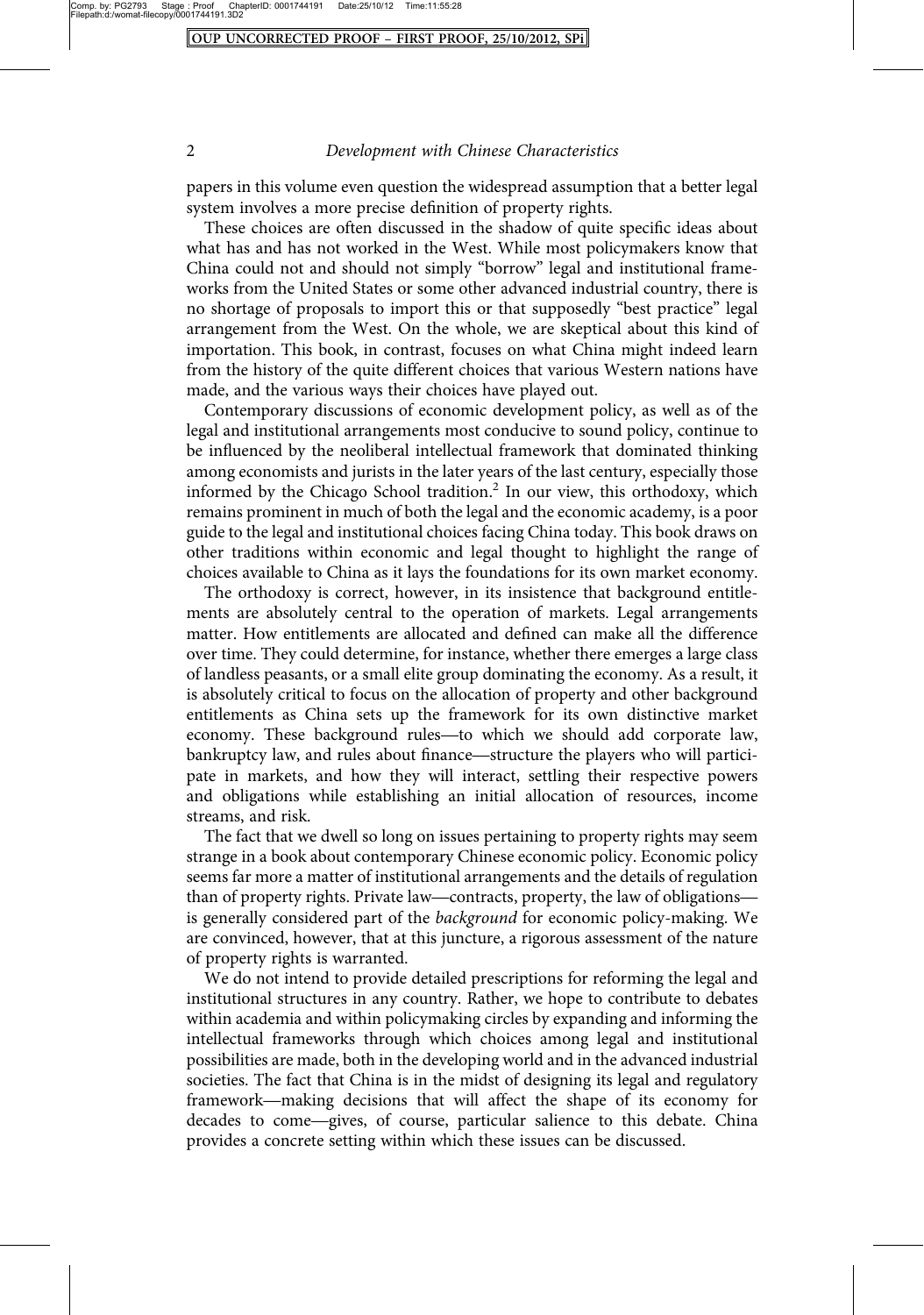papers in this volume even question the widespread assumption that a better legal system involves a more precise definition of property rights.

These choices are often discussed in the shadow of quite specific ideas about what has and has not worked in the West. While most policymakers know that China could not and should not simply "borrow" legal and institutional frameworks from the United States or some other advanced industrial country, there is no shortage of proposals to import this or that supposedly "best practice" legal arrangement from the West. On the whole, we are skeptical about this kind of importation. This book, in contrast, focuses on what China might indeed learn from the history of the quite different choices that various Western nations have made, and the various ways their choices have played out.

Contemporary discussions of economic development policy, as well as of the legal and institutional arrangements most conducive to sound policy, continue to be influenced by the neoliberal intellectual framework that dominated thinking among economists and jurists in the later years of the last century, especially those informed by the Chicago School tradition.[2] In our view, this orthodoxy, which remains prominent in much of both the legal and the economic academy, is a poor guide to the legal and institutional choices facing China today. This book draws on other traditions within economic and legal thought to highlight the range of choices available to China as it lays the foundations for its own market economy.

The orthodoxy is correct, however, in its insistence that background entitlements are absolutely central to the operation of markets. Legal arrangements matter. How entitlements are allocated and defined can make all the difference over time. They could determine, for instance, whether there emerges a large class of landless peasants, or a small elite group dominating the economy. As a result, it is absolutely critical to focus on the allocation of property and other background entitlements as China sets up the framework for its own distinctive market economy. These background rules—to which we should add corporate law, bankruptcy law, and rules about finance—structure the players who will participate in markets, and how they will interact, settling their respective powers and obligations while establishing an initial allocation of resources, income streams, and risk.

The fact that we dwell so long on issues pertaining to property rights may seem strange in a book about contemporary Chinese economic policy. Economic policy seems far more a matter of institutional arrangements and the details of regulation than of property rights. Private law—contracts, property, the law of obligations—is generally considered part of the *background* for economic policy-making. We are convinced, however, that at this juncture, a rigorous assessment of the nature of property rights is warranted.

We do not intend to provide detailed prescriptions for reforming the legal and institutional structures in any country. Rather, we hope to contribute to debates within academia and within policymaking circles by expanding and informing the intellectual frameworks through which choices among legal and institutional possibilities are made, both in the developing world and in the advanced industrial societies. The fact that China is in the midst of designing its legal and regulatory framework—making decisions that will affect the shape of its economy for decades to come—gives, of course, particular salience to this debate. China provides a concrete setting within which these issues can be discussed.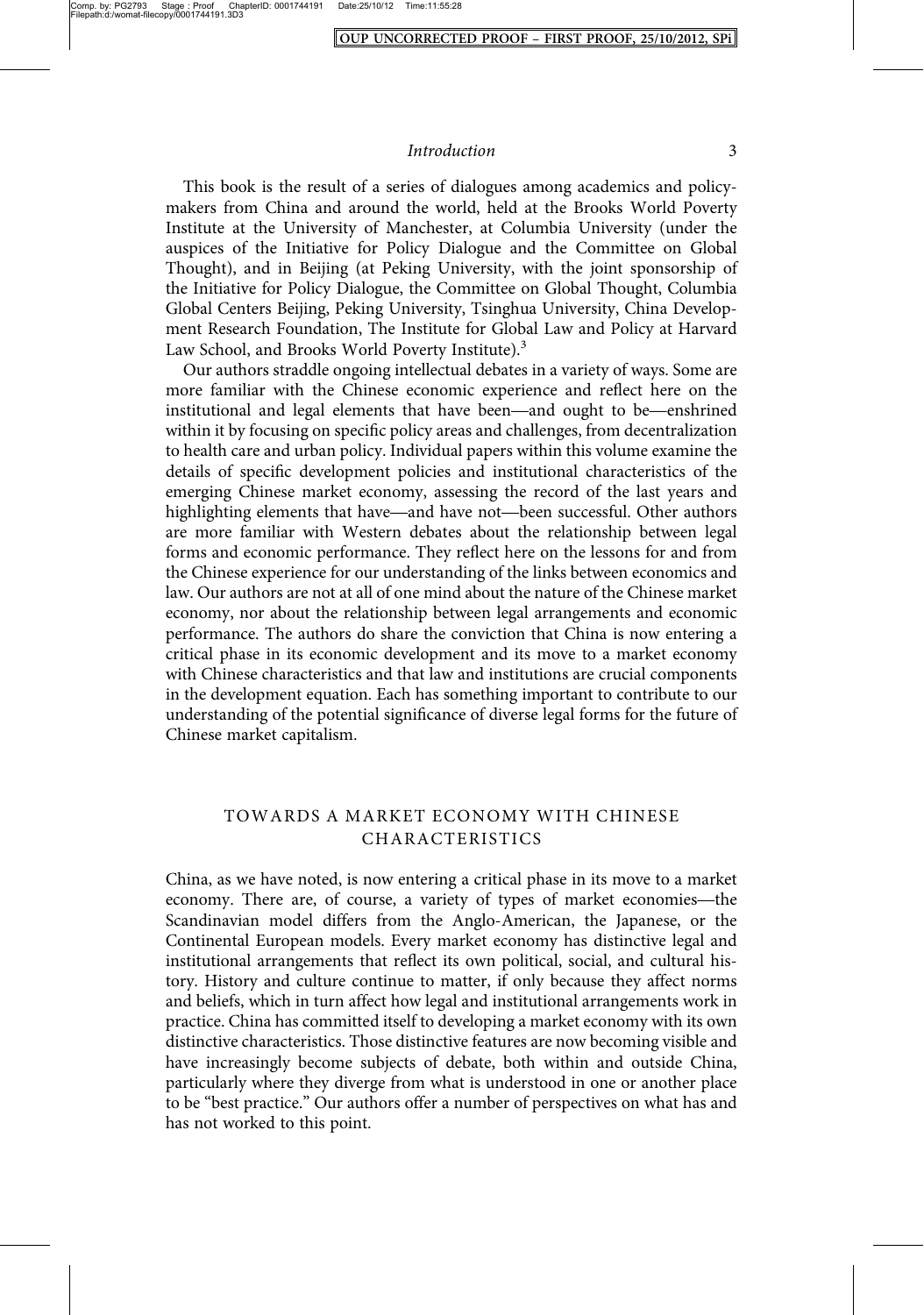This book is the result of a series of dialogues among academics and policymakers from China and around the world, held at the Brooks World Poverty Institute at the University of Manchester, at Columbia University (under the auspices of the Initiative for Policy Dialogue and the Committee on Global Thought), and in Beijing (at Peking University, with the joint sponsorship of the Initiative for Policy Dialogue, the Committee on Global Thought, Columbia Global Centers Beijing, Peking University, Tsinghua University, China Development Research Foundation, The Institute for Global Law and Policy at Harvard Law School, and Brooks World Poverty Institute).[3]

Our authors straddle ongoing intellectual debates in a variety of ways. Some are more familiar with the Chinese economic experience and reflect here on the institutional and legal elements that have been—and ought to be—enshrined within it by focusing on specific policy areas and challenges, from decentralization to health care and urban policy. Individual papers within this volume examine the details of specific development policies and institutional characteristics of the emerging Chinese market economy, assessing the record of the last years and highlighting elements that have—and have not—been successful. Other authors are more familiar with Western debates about the relationship between legal forms and economic performance. They reflect here on the lessons for and from the Chinese experience for our understanding of the links between economics and law. Our authors are not at all of one mind about the nature of the Chinese market economy, nor about the relationship between legal arrangements and economic performance. The authors do share the conviction that China is now entering a critical phase in its economic development and its move to a market economy with Chinese characteristics and that law and institutions are crucial components in the development equation. Each has something important to contribute to our understanding of the potential significance of diverse legal forms for the future of Chinese market capitalism.

## TOWARDS A MARKET ECONOMY WITH CHINESE CHARACTERISTICS

China, as we have noted, is now entering a critical phase in its move to a market economy. There are, of course, a variety of types of market economies—the Scandinavian model differs from the Anglo-American, the Japanese, or the Continental European models. Every market economy has distinctive legal and institutional arrangements that reflect its own political, social, and cultural history. History and culture continue to matter, if only because they affect norms and beliefs, which in turn affect how legal and institutional arrangements work in practice. China has committed itself to developing a market economy with its own distinctive characteristics. Those distinctive features are now becoming visible and have increasingly become subjects of debate, both within and outside China, particularly where they diverge from what is understood in one or another place to be "best practice." Our authors offer a number of perspectives on what has and has not worked to this point.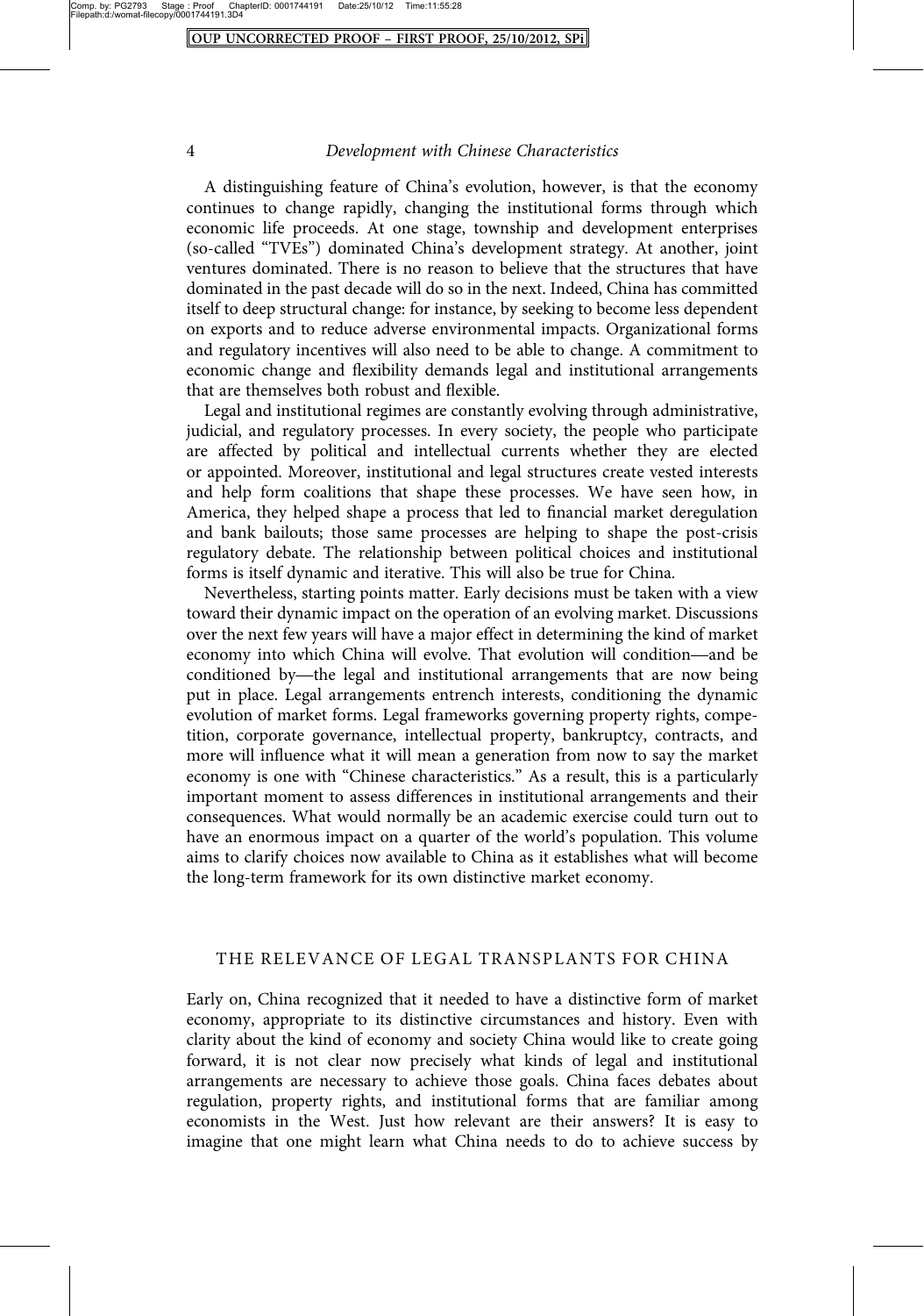A distinguishing feature of China's evolution, however, is that the economy continues to change rapidly, changing the institutional forms through which economic life proceeds. At one stage, township and development enterprises (so-called "TVEs") dominated China's development strategy. At another, joint ventures dominated. There is no reason to believe that the structures that have dominated in the past decade will do so in the next. Indeed, China has committed itself to deep structural change: for instance, by seeking to become less dependent on exports and to reduce adverse environmental impacts. Organizational forms and regulatory incentives will also need to be able to change. A commitment to economic change and flexibility demands legal and institutional arrangements that are themselves both robust and flexible.

Legal and institutional regimes are constantly evolving through administrative, judicial, and regulatory processes. In every society, the people who participate are affected by political and intellectual currents whether they are elected or appointed. Moreover, institutional and legal structures create vested interests and help form coalitions that shape these processes. We have seen how, in America, they helped shape a process that led to financial market deregulation and bank bailouts; those same processes are helping to shape the post-crisis regulatory debate. The relationship between political choices and institutional forms is itself dynamic and iterative. This will also be true for China.

Nevertheless, starting points matter. Early decisions must be taken with a view toward their dynamic impact on the operation of an evolving market. Discussions over the next few years will have a major effect in determining the kind of market economy into which China will evolve. That evolution will condition—and be conditioned by—the legal and institutional arrangements that are now being put in place. Legal arrangements entrench interests, conditioning the dynamic evolution of market forms. Legal frameworks governing property rights, competition, corporate governance, intellectual property, bankruptcy, contracts, and more will influence what it will mean a generation from now to say the market economy is one with "Chinese characteristics." As a result, this is a particularly important moment to assess differences in institutional arrangements and their consequences. What would normally be an academic exercise could turn out to have an enormous impact on a quarter of the world's population. This volume aims to clarify choices now available to China as it establishes what will become the long-term framework for its own distinctive market economy.

## THE RELEVANCE OF LEGAL TRANSPLANTS FOR CHINA

Early on, China recognized that it needed to have a distinctive form of market economy, appropriate to its distinctive circumstances and history. Even with clarity about the kind of economy and society China would like to create going forward, it is not clear now precisely what kinds of legal and institutional arrangements are necessary to achieve those goals. China faces debates about regulation, property rights, and institutional forms that are familiar among economists in the West. Just how relevant are their answers? It is easy to imagine that one might learn what China needs to do to achieve success by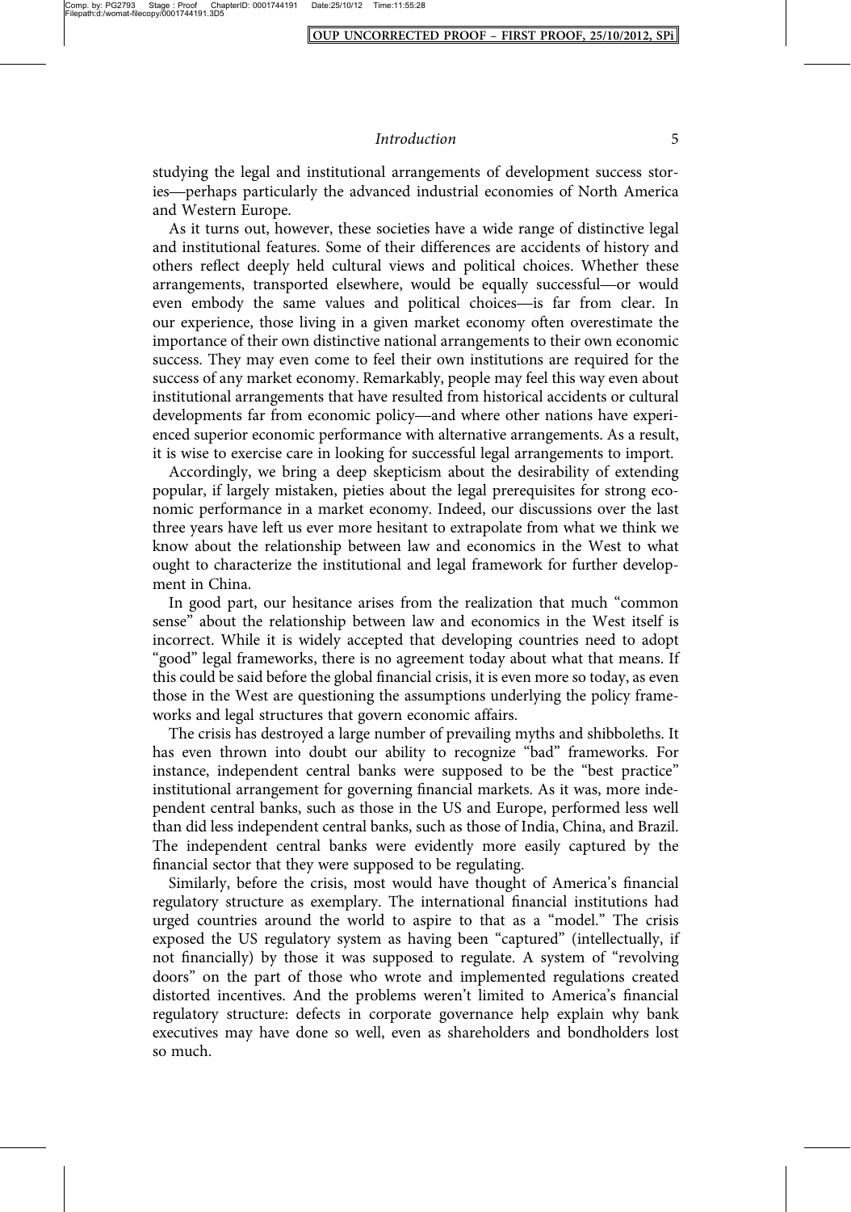studying the legal and institutional arrangements of development success stories—perhaps particularly the advanced industrial economies of North America and Western Europe.

As it turns out, however, these societies have a wide range of distinctive legal and institutional features. Some of their differences are accidents of history and others reflect deeply held cultural views and political choices. Whether these arrangements, transported elsewhere, would be equally successful—or would even embody the same values and political choices—is far from clear. In our experience, those living in a given market economy often overestimate the importance of their own distinctive national arrangements to their own economic success. They may even come to feel their own institutions are required for the success of any market economy. Remarkably, people may feel this way even about institutional arrangements that have resulted from historical accidents or cultural developments far from economic policy—and where other nations have experienced superior economic performance with alternative arrangements. As a result, it is wise to exercise care in looking for successful legal arrangements to import.

Accordingly, we bring a deep skepticism about the desirability of extending popular, if largely mistaken, pieties about the legal prerequisites for strong economic performance in a market economy. Indeed, our discussions over the last three years have left us ever more hesitant to extrapolate from what we think we know about the relationship between law and economics in the West to what ought to characterize the institutional and legal framework for further development in China.

In good part, our hesitance arises from the realization that much "common sense" about the relationship between law and economics in the West itself is incorrect. While it is widely accepted that developing countries need to adopt "good" legal frameworks, there is no agreement today about what that means. If this could be said before the global financial crisis, it is even more so today, as even those in the West are questioning the assumptions underlying the policy frameworks and legal structures that govern economic affairs.

The crisis has destroyed a large number of prevailing myths and shibboleths. It has even thrown into doubt our ability to recognize "bad" frameworks. For instance, independent central banks were supposed to be the "best practice" institutional arrangement for governing financial markets. As it was, more independent central banks, such as those in the US and Europe, performed less well than did less independent central banks, such as those of India, China, and Brazil. The independent central banks were evidently more easily captured by the financial sector that they were supposed to be regulating.

Similarly, before the crisis, most would have thought of America's financial regulatory structure as exemplary. The international financial institutions had urged countries around the world to aspire to that as a "model." The crisis exposed the US regulatory system as having been "captured" (intellectually, if not financially) by those it was supposed to regulate. A system of "revolving doors" on the part of those who wrote and implemented regulations created distorted incentives. And the problems weren't limited to America's financial regulatory structure: defects in corporate governance help explain why bank executives may have done so well, even as shareholders and bondholders lost so much.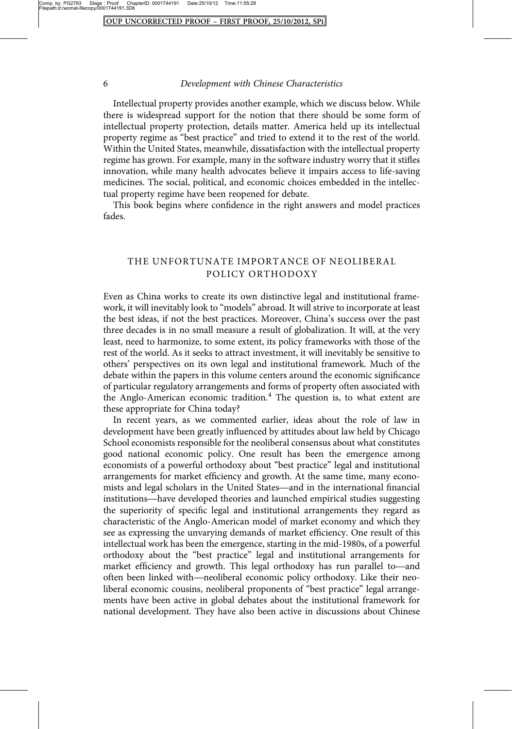Intellectual property provides another example, which we discuss below. While there is widespread support for the notion that there should be some form of intellectual property protection, details matter. America held up its intellectual property regime as "best practice" and tried to extend it to the rest of the world. Within the United States, meanwhile, dissatisfaction with the intellectual property regime has grown. For example, many in the software industry worry that it stifles innovation, while many health advocates believe it impairs access to life-saving medicines. The social, political, and economic choices embedded in the intellectual property regime have been reopened for debate.

This book begins where confidence in the right answers and model practices fades.

## THE UNFORTUNATE IMPORTANCE OF NEOLIBERAL POLICY ORTHODOXY

Even as China works to create its own distinctive legal and institutional framework, it will inevitably look to "models" abroad. It will strive to incorporate at least the best ideas, if not the best practices. Moreover, China's success over the past three decades is in no small measure a result of globalization. It will, at the very least, need to harmonize, to some extent, its policy frameworks with those of the rest of the world. As it seeks to attract investment, it will inevitably be sensitive to others' perspectives on its own legal and institutional framework. Much of the debate within the papers in this volume centers around the economic significance of particular regulatory arrangements and forms of property often associated with the Anglo-American economic tradition.[4] The question is, to what extent are these appropriate for China today?

In recent years, as we commented earlier, ideas about the role of law in development have been greatly influenced by attitudes about law held by Chicago School economists responsible for the neoliberal consensus about what constitutes good national economic policy. One result has been the emergence among economists of a powerful orthodoxy about "best practice" legal and institutional arrangements for market efficiency and growth. At the same time, many economists and legal scholars in the United States—and in the international financial institutions—have developed theories and launched empirical studies suggesting the superiority of specific legal and institutional arrangements they regard as characteristic of the Anglo-American model of market economy and which they see as expressing the unvarying demands of market efficiency. One result of this intellectual work has been the emergence, starting in the mid-1980s, of a powerful orthodoxy about the "best practice" legal and institutional arrangements for market efficiency and growth. This legal orthodoxy has run parallel to—and often been linked with—neoliberal economic policy orthodoxy. Like their neoliberal economic cousins, neoliberal proponents of "best practice" legal arrangements have been active in global debates about the institutional framework for national development. They have also been active in discussions about Chinese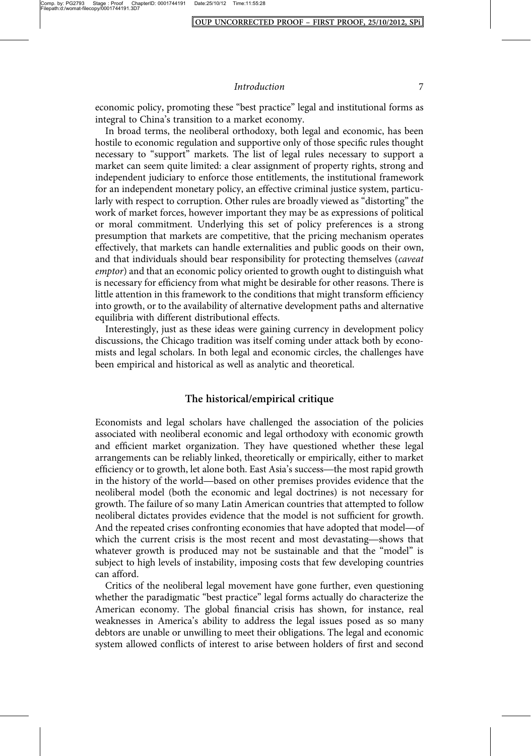economic policy, promoting these "best practice" legal and institutional forms as integral to China's transition to a market economy.

In broad terms, the neoliberal orthodoxy, both legal and economic, has been hostile to economic regulation and supportive only of those specific rules thought necessary to "support" markets. The list of legal rules necessary to support a market can seem quite limited: a clear assignment of property rights, strong and independent judiciary to enforce those entitlements, the institutional framework for an independent monetary policy, an effective criminal justice system, particularly with respect to corruption. Other rules are broadly viewed as "distorting" the work of market forces, however important they may be as expressions of political or moral commitment. Underlying this set of policy preferences is a strong presumption that markets are competitive, that the pricing mechanism operates effectively, that markets can handle externalities and public goods on their own, and that individuals should bear responsibility for protecting themselves (*caveat emptor*) and that an economic policy oriented to growth ought to distinguish what is necessary for efficiency from what might be desirable for other reasons. There is little attention in this framework to the conditions that might transform efficiency into growth, or to the availability of alternative development paths and alternative equilibria with different distributional effects.

Interestingly, just as these ideas were gaining currency in development policy discussions, the Chicago tradition was itself coming under attack both by economists and legal scholars. In both legal and economic circles, the challenges have been empirical and historical as well as analytic and theoretical.

## The historical/empirical critique

Economists and legal scholars have challenged the association of the policies associated with neoliberal economic and legal orthodoxy with economic growth and efficient market organization. They have questioned whether these legal arrangements can be reliably linked, theoretically or empirically, either to market efficiency or to growth, let alone both. East Asia's success—the most rapid growth in the history of the world—based on other premises provides evidence that the neoliberal model (both the economic and legal doctrines) is not necessary for growth. The failure of so many Latin American countries that attempted to follow neoliberal dictates provides evidence that the model is not sufficient for growth. And the repeated crises confronting economies that have adopted that model—of which the current crisis is the most recent and most devastating—shows that whatever growth is produced may not be sustainable and that the "model" is subject to high levels of instability, imposing costs that few developing countries can afford.

Critics of the neoliberal legal movement have gone further, even questioning whether the paradigmatic "best practice" legal forms actually do characterize the American economy. The global financial crisis has shown, for instance, real weaknesses in America's ability to address the legal issues posed as so many debtors are unable or unwilling to meet their obligations. The legal and economic system allowed conflicts of interest to arise between holders of first and second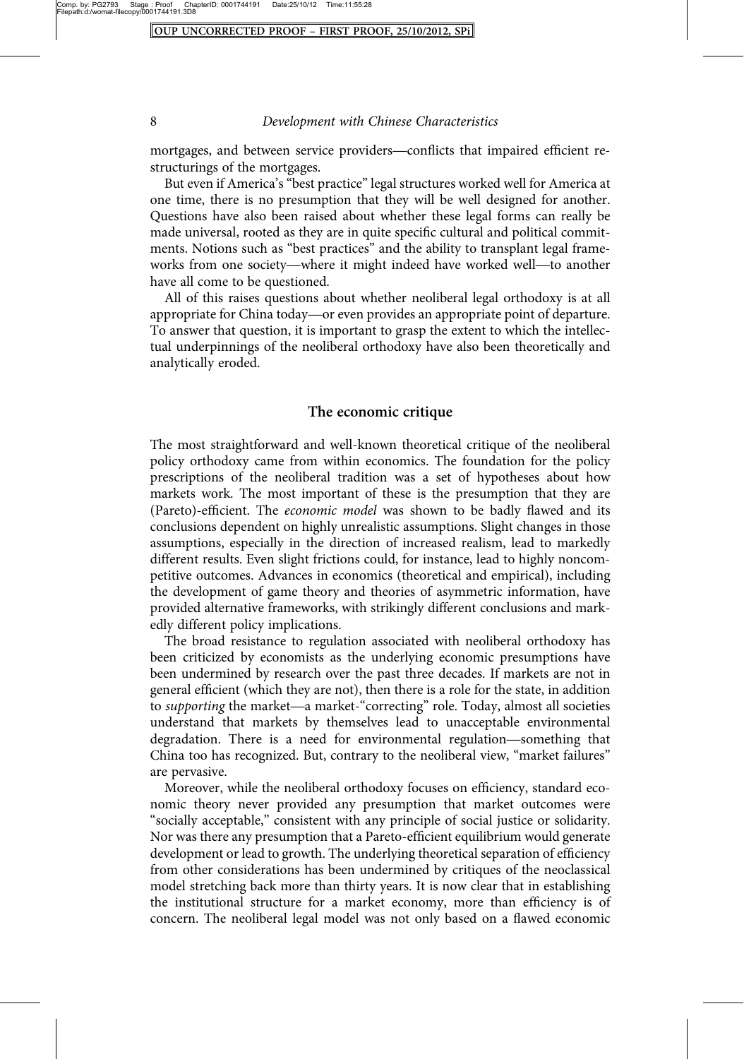mortgages, and between service providers—conflicts that impaired efficient restructurings of the mortgages.

But even if America's "best practice" legal structures worked well for America at one time, there is no presumption that they will be well designed for another. Questions have also been raised about whether these legal forms can really be made universal, rooted as they are in quite specific cultural and political commitments. Notions such as "best practices" and the ability to transplant legal frameworks from one society—where it might indeed have worked well—to another have all come to be questioned.

All of this raises questions about whether neoliberal legal orthodoxy is at all appropriate for China today—or even provides an appropriate point of departure. To answer that question, it is important to grasp the extent to which the intellectual underpinnings of the neoliberal orthodoxy have also been theoretically and analytically eroded.

## The economic critique

The most straightforward and well-known theoretical critique of the neoliberal policy orthodoxy came from within economics. The foundation for the policy prescriptions of the neoliberal tradition was a set of hypotheses about how markets work. The most important of these is the presumption that they are (Pareto)-efficient. The *economic model* was shown to be badly flawed and its conclusions dependent on highly unrealistic assumptions. Slight changes in those assumptions, especially in the direction of increased realism, lead to markedly different results. Even slight frictions could, for instance, lead to highly noncompetitive outcomes. Advances in economics (theoretical and empirical), including the development of game theory and theories of asymmetric information, have provided alternative frameworks, with strikingly different conclusions and markedly different policy implications.

The broad resistance to regulation associated with neoliberal orthodoxy has been criticized by economists as the underlying economic presumptions have been undermined by research over the past three decades. If markets are not in general efficient (which they are not), then there is a role for the state, in addition to *supporting* the market—a market-"correcting" role. Today, almost all societies understand that markets by themselves lead to unacceptable environmental degradation. There is a need for environmental regulation—something that China too has recognized. But, contrary to the neoliberal view, "market failures" are pervasive.

Moreover, while the neoliberal orthodoxy focuses on efficiency, standard economic theory never provided any presumption that market outcomes were "socially acceptable," consistent with any principle of social justice or solidarity. Nor was there any presumption that a Pareto-efficient equilibrium would generate development or lead to growth. The underlying theoretical separation of efficiency from other considerations has been undermined by critiques of the neoclassical model stretching back more than thirty years. It is now clear that in establishing the institutional structure for a market economy, more than efficiency is of concern. The neoliberal legal model was not only based on a flawed economic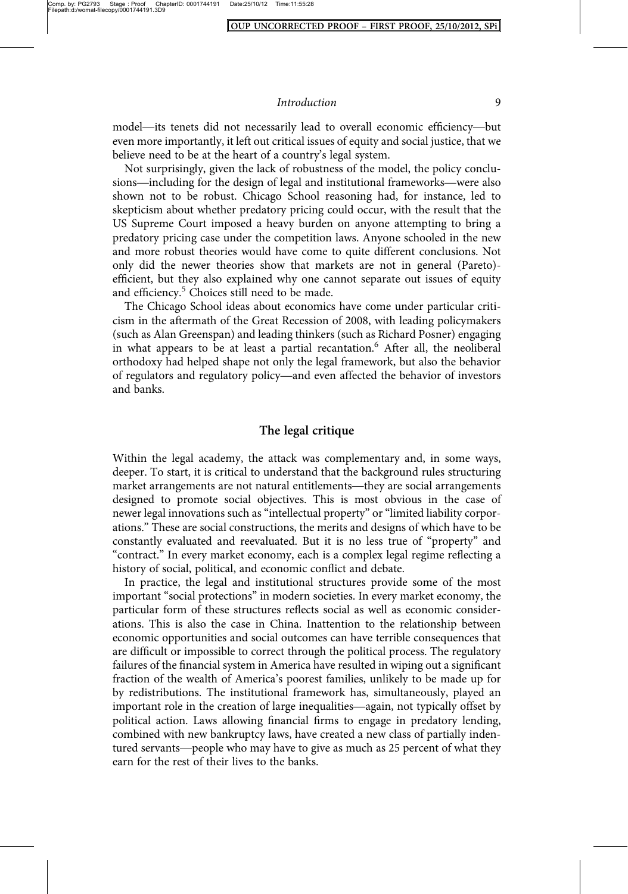model—its tenets did not necessarily lead to overall economic efficiency—but even more importantly, it left out critical issues of equity and social justice, that we believe need to be at the heart of a country's legal system.

Not surprisingly, given the lack of robustness of the model, the policy conclusions—including for the design of legal and institutional frameworks—were also shown not to be robust. Chicago School reasoning had, for instance, led to skepticism about whether predatory pricing could occur, with the result that the US Supreme Court imposed a heavy burden on anyone attempting to bring a predatory pricing case under the competition laws. Anyone schooled in the new and more robust theories would have come to quite different conclusions. Not only did the newer theories show that markets are not in general (Pareto)-efficient, but they also explained why one cannot separate out issues of equity and efficiency.[5] Choices still need to be made.

The Chicago School ideas about economics have come under particular criticism in the aftermath of the Great Recession of 2008, with leading policymakers (such as Alan Greenspan) and leading thinkers (such as Richard Posner) engaging in what appears to be at least a partial recantation.[6] After all, the neoliberal orthodoxy had helped shape not only the legal framework, but also the behavior of regulators and regulatory policy—and even affected the behavior of investors and banks.

## The legal critique

Within the legal academy, the attack was complementary and, in some ways, deeper. To start, it is critical to understand that the background rules structuring market arrangements are not natural entitlements—they are social arrangements designed to promote social objectives. This is most obvious in the case of newer legal innovations such as "intellectual property" or "limited liability corporations." These are social constructions, the merits and designs of which have to be constantly evaluated and reevaluated. But it is no less true of "property" and "contract." In every market economy, each is a complex legal regime reflecting a history of social, political, and economic conflict and debate.

In practice, the legal and institutional structures provide some of the most important "social protections" in modern societies. In every market economy, the particular form of these structures reflects social as well as economic considerations. This is also the case in China. Inattention to the relationship between economic opportunities and social outcomes can have terrible consequences that are difficult or impossible to correct through the political process. The regulatory failures of the financial system in America have resulted in wiping out a significant fraction of the wealth of America's poorest families, unlikely to be made up for by redistributions. The institutional framework has, simultaneously, played an important role in the creation of large inequalities—again, not typically offset by political action. Laws allowing financial firms to engage in predatory lending, combined with new bankruptcy laws, have created a new class of partially indentured servants—people who may have to give as much as 25 percent of what they earn for the rest of their lives to the banks.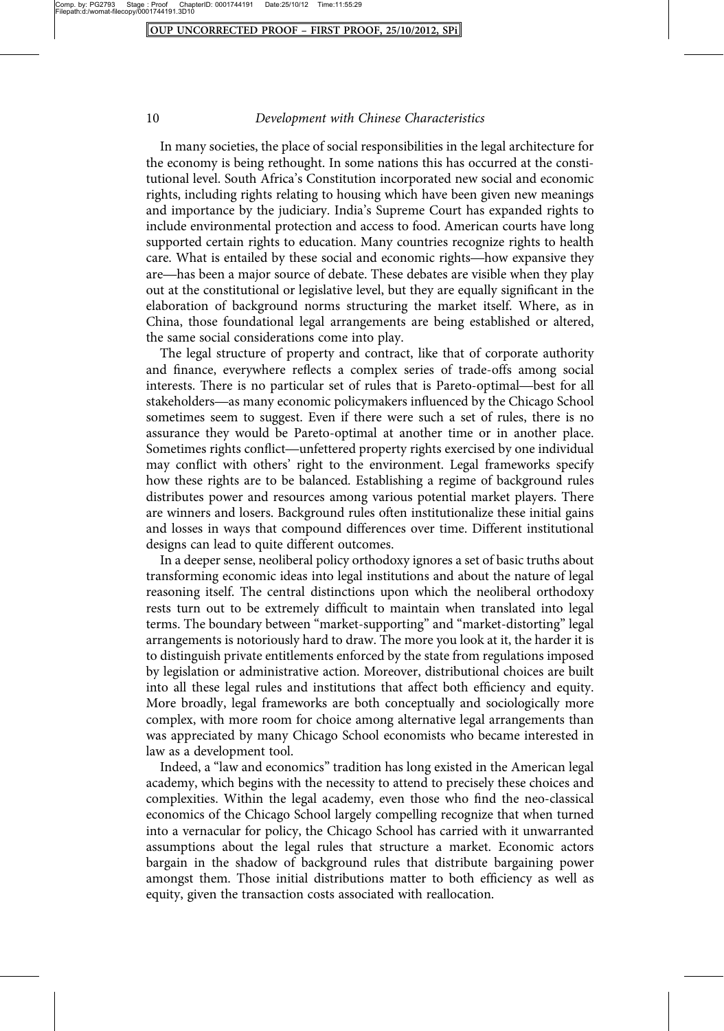In many societies, the place of social responsibilities in the legal architecture for the economy is being rethought. In some nations this has occurred at the constitutional level. South Africa's Constitution incorporated new social and economic rights, including rights relating to housing which have been given new meanings and importance by the judiciary. India's Supreme Court has expanded rights to include environmental protection and access to food. American courts have long supported certain rights to education. Many countries recognize rights to health care. What is entailed by these social and economic rights—how expansive they are—has been a major source of debate. These debates are visible when they play out at the constitutional or legislative level, but they are equally significant in the elaboration of background norms structuring the market itself. Where, as in China, those foundational legal arrangements are being established or altered, the same social considerations come into play.

The legal structure of property and contract, like that of corporate authority and finance, everywhere reflects a complex series of trade-offs among social interests. There is no particular set of rules that is Pareto-optimal—best for all stakeholders—as many economic policymakers influenced by the Chicago School sometimes seem to suggest. Even if there were such a set of rules, there is no assurance they would be Pareto-optimal at another time or in another place. Sometimes rights conflict—unfettered property rights exercised by one individual may conflict with others' right to the environment. Legal frameworks specify how these rights are to be balanced. Establishing a regime of background rules distributes power and resources among various potential market players. There are winners and losers. Background rules often institutionalize these initial gains and losses in ways that compound differences over time. Different institutional designs can lead to quite different outcomes.

In a deeper sense, neoliberal policy orthodoxy ignores a set of basic truths about transforming economic ideas into legal institutions and about the nature of legal reasoning itself. The central distinctions upon which the neoliberal orthodoxy rests turn out to be extremely difficult to maintain when translated into legal terms. The boundary between "market-supporting" and "market-distorting" legal arrangements is notoriously hard to draw. The more you look at it, the harder it is to distinguish private entitlements enforced by the state from regulations imposed by legislation or administrative action. Moreover, distributional choices are built into all these legal rules and institutions that affect both efficiency and equity. More broadly, legal frameworks are both conceptually and sociologically more complex, with more room for choice among alternative legal arrangements than was appreciated by many Chicago School economists who became interested in law as a development tool.

Indeed, a "law and economics" tradition has long existed in the American legal academy, which begins with the necessity to attend to precisely these choices and complexities. Within the legal academy, even those who find the neo-classical economics of the Chicago School largely compelling recognize that when turned into a vernacular for policy, the Chicago School has carried with it unwarranted assumptions about the legal rules that structure a market. Economic actors bargain in the shadow of background rules that distribute bargaining power amongst them. Those initial distributions matter to both efficiency as well as equity, given the transaction costs associated with reallocation.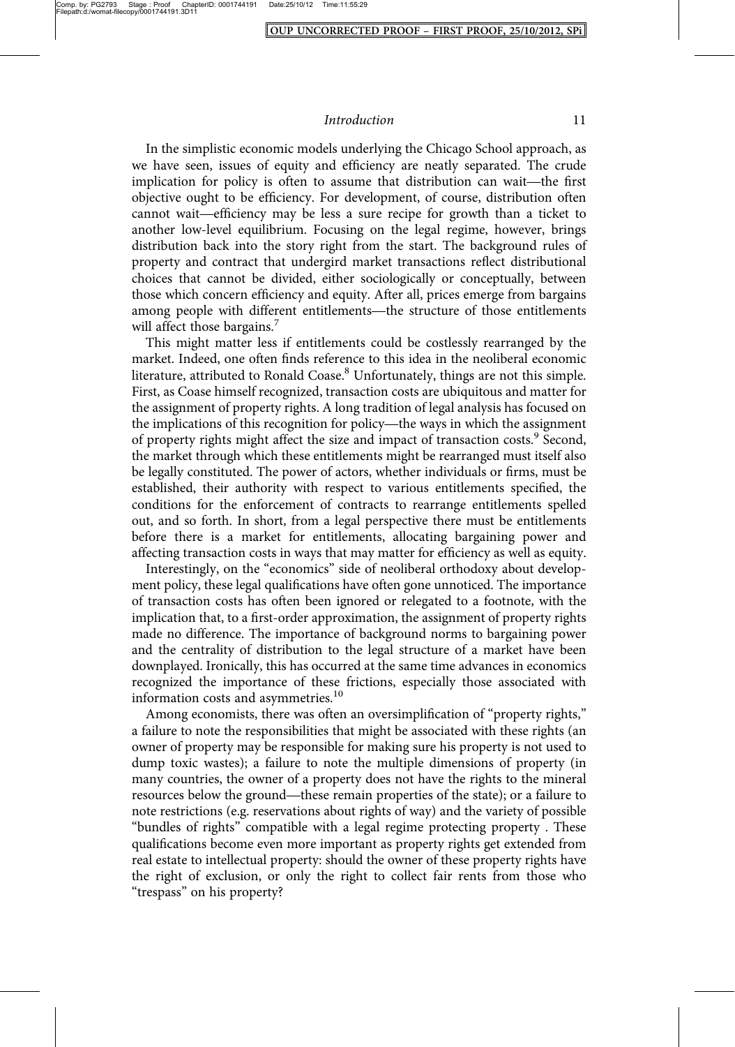In the simplistic economic models underlying the Chicago School approach, as we have seen, issues of equity and efficiency are neatly separated. The crude implication for policy is often to assume that distribution can wait—the first objective ought to be efficiency. For development, of course, distribution often cannot wait—efficiency may be less a sure recipe for growth than a ticket to another low-level equilibrium. Focusing on the legal regime, however, brings distribution back into the story right from the start. The background rules of property and contract that undergird market transactions reflect distributional choices that cannot be divided, either sociologically or conceptually, between those which concern efficiency and equity. After all, prices emerge from bargains among people with different entitlements—the structure of those entitlements will affect those bargains.[7]

This might matter less if entitlements could be costlessly rearranged by the market. Indeed, one often finds reference to this idea in the neoliberal economic literature, attributed to Ronald Coase.[8] Unfortunately, things are not this simple. First, as Coase himself recognized, transaction costs are ubiquitous and matter for the assignment of property rights. A long tradition of legal analysis has focused on the implications of this recognition for policy—the ways in which the assignment of property rights might affect the size and impact of transaction costs.[9] Second, the market through which these entitlements might be rearranged must itself also be legally constituted. The power of actors, whether individuals or firms, must be established, their authority with respect to various entitlements specified, the conditions for the enforcement of contracts to rearrange entitlements spelled out, and so forth. In short, from a legal perspective there must be entitlements before there is a market for entitlements, allocating bargaining power and affecting transaction costs in ways that may matter for efficiency as well as equity.

Interestingly, on the "economics" side of neoliberal orthodoxy about development policy, these legal qualifications have often gone unnoticed. The importance of transaction costs has often been ignored or relegated to a footnote, with the implication that, to a first-order approximation, the assignment of property rights made no difference. The importance of background norms to bargaining power and the centrality of distribution to the legal structure of a market have been downplayed. Ironically, this has occurred at the same time advances in economics recognized the importance of these frictions, especially those associated with information costs and asymmetries.[10]

Among economists, there was often an oversimplification of "property rights," a failure to note the responsibilities that might be associated with these rights (an owner of property may be responsible for making sure his property is not used to dump toxic wastes); a failure to note the multiple dimensions of property (in many countries, the owner of a property does not have the rights to the mineral resources below the ground—these remain properties of the state); or a failure to note restrictions (e.g. reservations about rights of way) and the variety of possible "bundles of rights" compatible with a legal regime protecting property . These qualifications become even more important as property rights get extended from real estate to intellectual property: should the owner of these property rights have the right of exclusion, or only the right to collect fair rents from those who "trespass" on his property?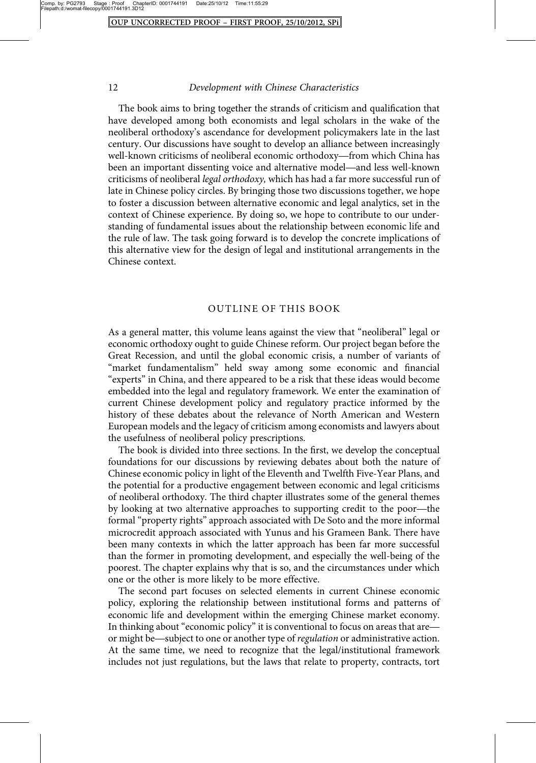The book aims to bring together the strands of criticism and qualification that have developed among both economists and legal scholars in the wake of the neoliberal orthodoxy's ascendance for development policymakers late in the last century. Our discussions have sought to develop an alliance between increasingly well-known criticisms of neoliberal economic orthodoxy—from which China has been an important dissenting voice and alternative model—and less well-known criticisms of neoliberal *legal orthodoxy,* which has had a far more successful run of late in Chinese policy circles. By bringing those two discussions together, we hope to foster a discussion between alternative economic and legal analytics, set in the context of Chinese experience. By doing so, we hope to contribute to our understanding of fundamental issues about the relationship between economic life and the rule of law. The task going forward is to develop the concrete implications of this alternative view for the design of legal and institutional arrangements in the Chinese context.

## OUTLINE OF THIS BOOK

As a general matter, this volume leans against the view that "neoliberal" legal or economic orthodoxy ought to guide Chinese reform. Our project began before the Great Recession, and until the global economic crisis, a number of variants of "market fundamentalism" held sway among some economic and financial "experts" in China, and there appeared to be a risk that these ideas would become embedded into the legal and regulatory framework. We enter the examination of current Chinese development policy and regulatory practice informed by the history of these debates about the relevance of North American and Western European models and the legacy of criticism among economists and lawyers about the usefulness of neoliberal policy prescriptions.

The book is divided into three sections. In the first, we develop the conceptual foundations for our discussions by reviewing debates about both the nature of Chinese economic policy in light of the Eleventh and Twelfth Five-Year Plans, and the potential for a productive engagement between economic and legal criticisms of neoliberal orthodoxy. The third chapter illustrates some of the general themes by looking at two alternative approaches to supporting credit to the poor—the formal "property rights" approach associated with De Soto and the more informal microcredit approach associated with Yunus and his Grameen Bank. There have been many contexts in which the latter approach has been far more successful than the former in promoting development, and especially the well-being of the poorest. The chapter explains why that is so, and the circumstances under which one or the other is more likely to be more effective.

The second part focuses on selected elements in current Chinese economic policy, exploring the relationship between institutional forms and patterns of economic life and development within the emerging Chinese market economy. In thinking about "economic policy" it is conventional to focus on areas that are—or might be—subject to one or another type of *regulation* or administrative action. At the same time, we need to recognize that the legal/institutional framework includes not just regulations, but the laws that relate to property, contracts, tort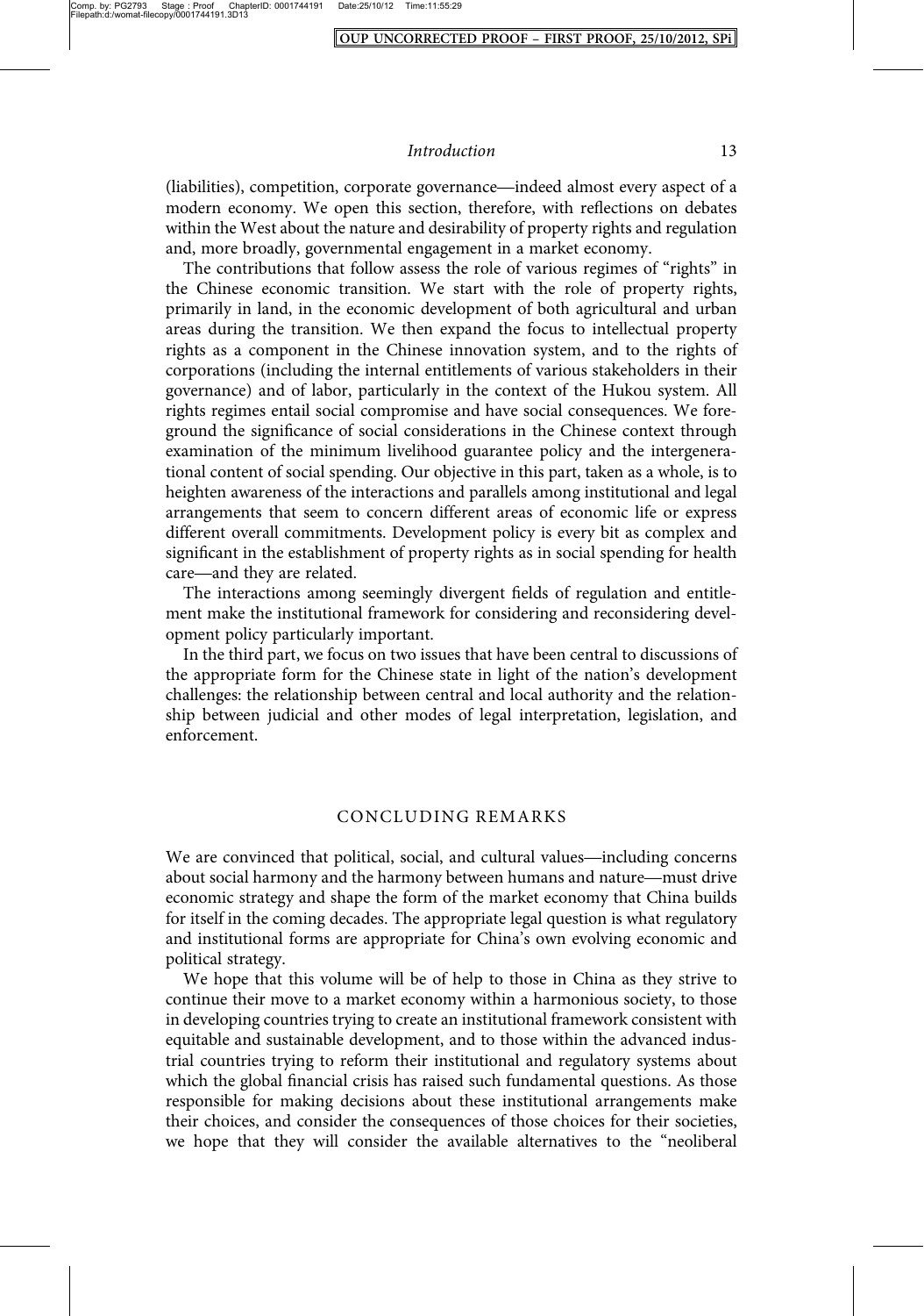(liabilities), competition, corporate governance—indeed almost every aspect of a modern economy. We open this section, therefore, with reflections on debates within the West about the nature and desirability of property rights and regulation and, more broadly, governmental engagement in a market economy.

The contributions that follow assess the role of various regimes of "rights" in the Chinese economic transition. We start with the role of property rights, primarily in land, in the economic development of both agricultural and urban areas during the transition. We then expand the focus to intellectual property rights as a component in the Chinese innovation system, and to the rights of corporations (including the internal entitlements of various stakeholders in their governance) and of labor, particularly in the context of the Hukou system. All rights regimes entail social compromise and have social consequences. We foreground the significance of social considerations in the Chinese context through examination of the minimum livelihood guarantee policy and the intergenerational content of social spending. Our objective in this part, taken as a whole, is to heighten awareness of the interactions and parallels among institutional and legal arrangements that seem to concern different areas of economic life or express different overall commitments. Development policy is every bit as complex and significant in the establishment of property rights as in social spending for health care—and they are related.

The interactions among seemingly divergent fields of regulation and entitlement make the institutional framework for considering and reconsidering development policy particularly important.

In the third part, we focus on two issues that have been central to discussions of the appropriate form for the Chinese state in light of the nation's development challenges: the relationship between central and local authority and the relationship between judicial and other modes of legal interpretation, legislation, and enforcement.

## CONCLUDING REMARKS

We are convinced that political, social, and cultural values—including concerns about social harmony and the harmony between humans and nature—must drive economic strategy and shape the form of the market economy that China builds for itself in the coming decades. The appropriate legal question is what regulatory and institutional forms are appropriate for China's own evolving economic and political strategy.

We hope that this volume will be of help to those in China as they strive to continue their move to a market economy within a harmonious society, to those in developing countries trying to create an institutional framework consistent with equitable and sustainable development, and to those within the advanced industrial countries trying to reform their institutional and regulatory systems about which the global financial crisis has raised such fundamental questions. As those responsible for making decisions about these institutional arrangements make their choices, and consider the consequences of those choices for their societies, we hope that they will consider the available alternatives to the "neoliberal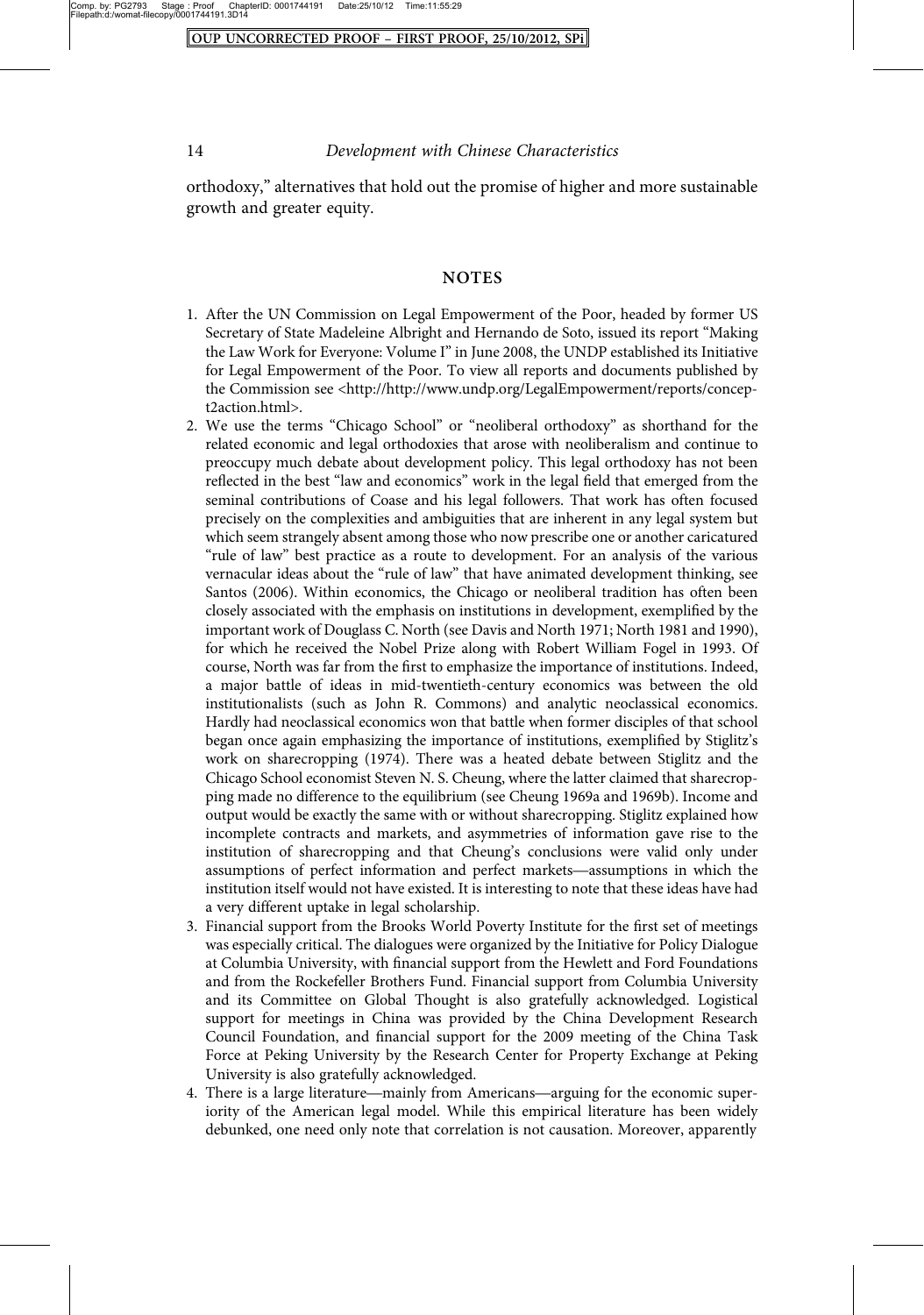orthodoxy," alternatives that hold out the promise of higher and more sustainable growth and greater equity.

## NOTES

1. After the UN Commission on Legal Empowerment of the Poor, headed by former US Secretary of State Madeleine Albright and Hernando de Soto, issued its report "Making the Law Work for Everyone: Volume I" in June 2008, the UNDP established its Initiative for Legal Empowerment of the Poor. To view all reports and documents published by the Commission see <http://http://www.undp.org/LegalEmpowerment/reports/concept2action.html>.
2. We use the terms "Chicago School" or "neoliberal orthodoxy" as shorthand for the related economic and legal orthodoxies that arose with neoliberalism and continue to preoccupy much debate about development policy. This legal orthodoxy has not been reflected in the best "law and economics" work in the legal field that emerged from the seminal contributions of Coase and his legal followers. That work has often focused precisely on the complexities and ambiguities that are inherent in any legal system but which seem strangely absent among those who now prescribe one or another caricatured "rule of law" best practice as a route to development. For an analysis of the various vernacular ideas about the "rule of law" that have animated development thinking, see Santos (2006). Within economics, the Chicago or neoliberal tradition has often been closely associated with the emphasis on institutions in development, exemplified by the important work of Douglass C. North (see Davis and North 1971; North 1981 and 1990), for which he received the Nobel Prize along with Robert William Fogel in 1993. Of course, North was far from the first to emphasize the importance of institutions. Indeed, a major battle of ideas in mid-twentieth-century economics was between the old institutionalists (such as John R. Commons) and analytic neoclassical economics. Hardly had neoclassical economics won that battle when former disciples of that school began once again emphasizing the importance of institutions, exemplified by Stiglitz's work on sharecropping (1974). There was a heated debate between Stiglitz and the Chicago School economist Steven N. S. Cheung, where the latter claimed that sharecropping made no difference to the equilibrium (see Cheung 1969a and 1969b). Income and output would be exactly the same with or without sharecropping. Stiglitz explained how incomplete contracts and markets, and asymmetries of information gave rise to the institution of sharecropping and that Cheung's conclusions were valid only under assumptions of perfect information and perfect markets—assumptions in which the institution itself would not have existed. It is interesting to note that these ideas have had a very different uptake in legal scholarship.
3. Financial support from the Brooks World Poverty Institute for the first set of meetings was especially critical. The dialogues were organized by the Initiative for Policy Dialogue at Columbia University, with financial support from the Hewlett and Ford Foundations and from the Rockefeller Brothers Fund. Financial support from Columbia University and its Committee on Global Thought is also gratefully acknowledged. Logistical support for meetings in China was provided by the China Development Research Council Foundation, and financial support for the 2009 meeting of the China Task Force at Peking University by the Research Center for Property Exchange at Peking University is also gratefully acknowledged.
4. There is a large literature—mainly from Americans—arguing for the economic superiority of the American legal model. While this empirical literature has been widely debunked, one need only note that correlation is not causation. Moreover, apparently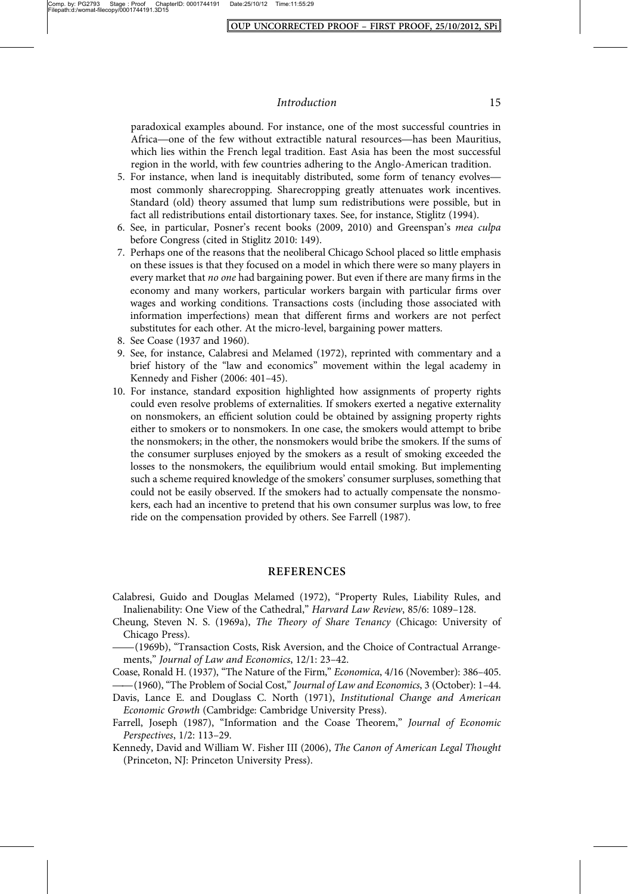paradoxical examples abound. For instance, one of the most successful countries in Africa—one of the few without extractible natural resources—has been Mauritius, which lies within the French legal tradition. East Asia has been the most successful region in the world, with few countries adhering to the Anglo-American tradition.

5. For instance, when land is inequitably distributed, some form of tenancy evolves—most commonly sharecropping. Sharecropping greatly attenuates work incentives. Standard (old) theory assumed that lump sum redistributions were possible, but in fact all redistributions entail distortionary taxes. See, for instance, Stiglitz (1994).
6. See, in particular, Posner's recent books (2009, 2010) and Greenspan's *mea culpa* before Congress (cited in Stiglitz 2010: 149).
7. Perhaps one of the reasons that the neoliberal Chicago School placed so little emphasis on these issues is that they focused on a model in which there were so many players in every market that *no one* had bargaining power. But even if there are many firms in the economy and many workers, particular workers bargain with particular firms over wages and working conditions. Transactions costs (including those associated with information imperfections) mean that different firms and workers are not perfect substitutes for each other. At the micro-level, bargaining power matters.
8. See Coase (1937 and 1960).
9. See, for instance, Calabresi and Melamed (1972), reprinted with commentary and a brief history of the "law and economics" movement within the legal academy in Kennedy and Fisher (2006: 401–45).
10. For instance, standard exposition highlighted how assignments of property rights could even resolve problems of externalities. If smokers exerted a negative externality on nonsmokers, an efficient solution could be obtained by assigning property rights either to smokers or to nonsmokers. In one case, the smokers would attempt to bribe the nonsmokers; in the other, the nonsmokers would bribe the smokers. If the sums of the consumer surpluses enjoyed by the smokers as a result of smoking exceeded the losses to the nonsmokers, the equilibrium would entail smoking. But implementing such a scheme required knowledge of the smokers' consumer surpluses, something that could not be easily observed. If the smokers had to actually compensate the nonsmokers, each had an incentive to pretend that his own consumer surplus was low, to free ride on the compensation provided by others. See Farrell (1987).

## REFERENCES

Calabresi, Guido and Douglas Melamed (1972), "Property Rules, Liability Rules, and Inalienability: One View of the Cathedral," *Harvard Law Review*, 85/6: 1089–128.

Cheung, Steven N. S. (1969a), *The Theory of Share Tenancy* (Chicago: University of Chicago Press).

——(1969b), "Transaction Costs, Risk Aversion, and the Choice of Contractual Arrangements," *Journal of Law and Economics*, 12/1: 23–42.

Coase, Ronald H. (1937), "The Nature of the Firm," *Economica*, 4/16 (November): 386–405.

——(1960), "The Problem of Social Cost," *Journal of Law and Economics*, 3 (October): 1–44.

Davis, Lance E. and Douglass C. North (1971), *Institutional Change and American Economic Growth* (Cambridge: Cambridge University Press).

Farrell, Joseph (1987), "Information and the Coase Theorem," *Journal of Economic Perspectives*, 1/2: 113–29.

Kennedy, David and William W. Fisher III (2006), *The Canon of American Legal Thought* (Princeton, NJ: Princeton University Press).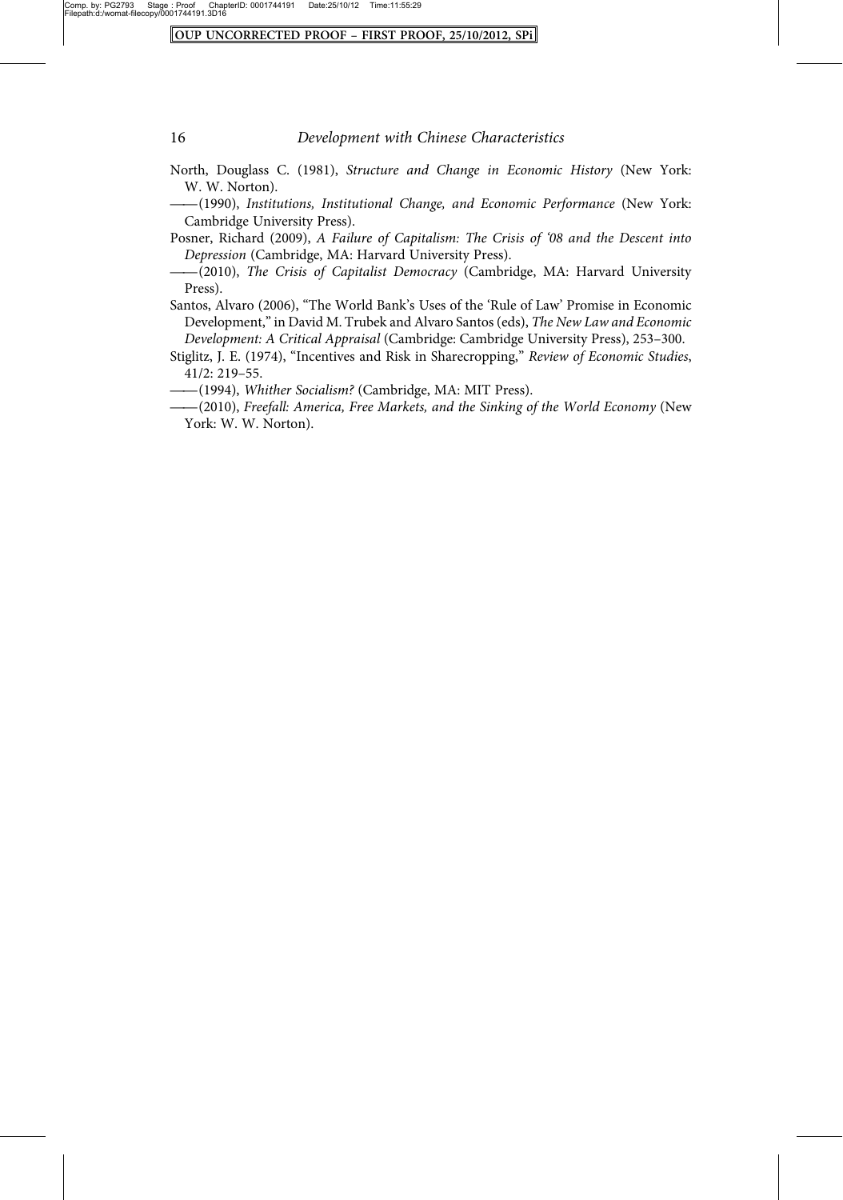North, Douglass C. (1981), *Structure and Change in Economic History* (New York: W. W. Norton).

——(1990), *Institutions, Institutional Change, and Economic Performance* (New York: Cambridge University Press).

Posner, Richard (2009), *A Failure of Capitalism: The Crisis of '08 and the Descent into Depression* (Cambridge, MA: Harvard University Press).

——(2010), *The Crisis of Capitalist Democracy* (Cambridge, MA: Harvard University Press).

Santos, Alvaro (2006), "The World Bank's Uses of the 'Rule of Law' Promise in Economic Development," in David M. Trubek and Alvaro Santos (eds), *The New Law and Economic Development: A Critical Appraisal* (Cambridge: Cambridge University Press), 253–300.

Stiglitz, J. E. (1974), "Incentives and Risk in Sharecropping," *Review of Economic Studies*, 41/2: 219–55.

——(1994), *Whither Socialism?* (Cambridge, MA: MIT Press).

——(2010), *Freefall: America, Free Markets, and the Sinking of the World Economy* (New York: W. W. Norton).